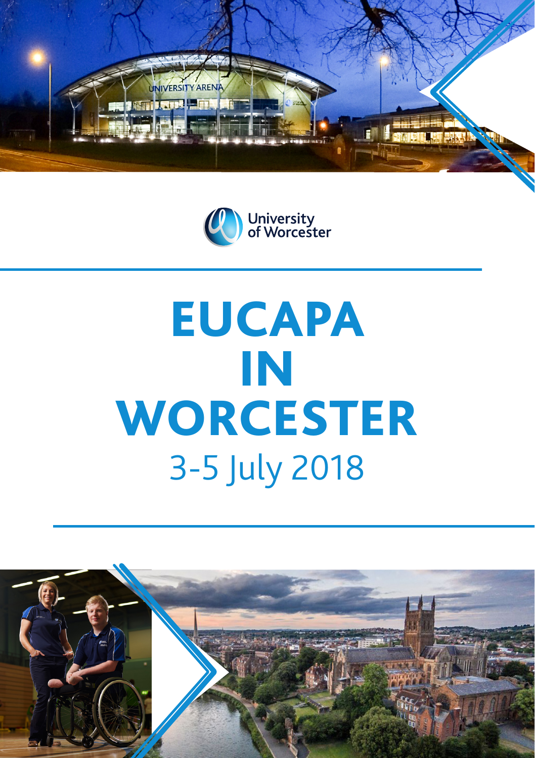University of Worcester

# EUCAPA IN WORCESTER

3-5 July 2018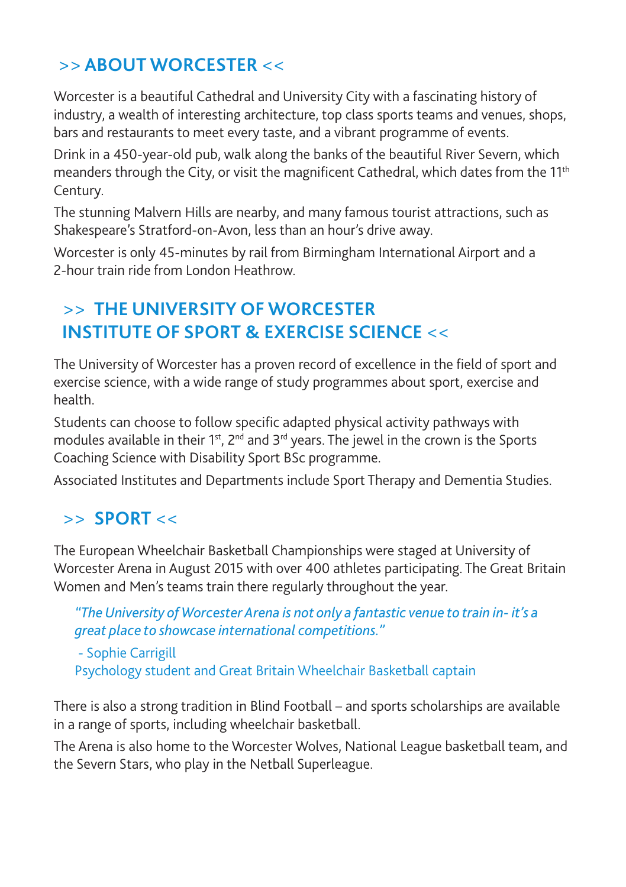## >> ABOUT WORCESTER <<

Worcester is a beautiful Cathedral and University City with a fascinating history of industry, a wealth of interesting architecture, top class sports teams and venues, shops, bars and restaurants to meet every taste, and a vibrant programme of events.

Drink in a 450-year-old pub, walk along the banks of the beautiful River Severn, which meanders through the City, or visit the magnificent Cathedral, which dates from the 11th Century.

The stunning Malvern Hills are nearby, and many famous tourist attractions, such as Shakespeare's Stratford-on-Avon, less than an hour's drive away.

Worcester is only 45-minutes by rail from Birmingham International Airport and a 2-hour train ride from London Heathrow.

## >> THE UNIVERSITY OF WORCESTER INSTITUTE OF SPORT & EXERCISE SCIENCE <<

The University of Worcester has a proven record of excellence in the field of sport and exercise science, with a wide range of study programmes about sport, exercise and health.

Students can choose to follow specific adapted physical activity pathways with modules available in their 1st, 2nd and 3rd years. The jewel in the crown is the Sports Coaching Science with Disability Sport BSc programme.

Associated Institutes and Departments include Sport Therapy and Dementia Studies.

## >> SPORT <<

The European Wheelchair Basketball Championships were staged at University of Worcester Arena in August 2015 with over 400 athletes participating. The Great Britain Women and Men's teams train there regularly throughout the year.

> *"The University of Worcester Arena is not only a fantastic venue to train in- it's a great place to showcase international competitions."*
>
> \- Sophie Carrigill
> Psychology student and Great Britain Wheelchair Basketball captain

There is also a strong tradition in Blind Football – and sports scholarships are available in a range of sports, including wheelchair basketball.

The Arena is also home to the Worcester Wolves, National League basketball team, and the Severn Stars, who play in the Netball Superleague.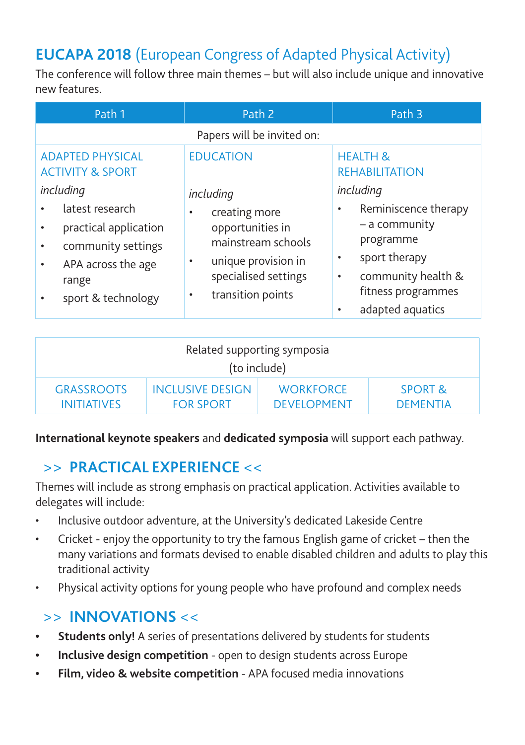# **EUCAPA 2018** (European Congress of Adapted Physical Activity)

The conference will follow three main themes – but will also include unique and innovative new features.

| Path 1 | Path 2 | Path 3 |
|---|---|---|
| Papers will be invited on: | | |
| ADAPTED PHYSICAL ACTIVITY & SPORT<br>*including*<br>• latest research<br>• practical application<br>• community settings<br>• APA across the age range<br>• sport & technology | EDUCATION<br>*including*<br>• creating more opportunities in mainstream schools<br>• unique provision in specialised settings<br>• transition points | HEALTH & REHABILITATION<br>*including*<br>• Reminiscence therapy – a community programme<br>• sport therapy<br>• community health & fitness programmes<br>• adapted aquatics |

| Related supporting symposia (to include) | | | |
|---|---|---|---|
| GRASSROOTS INITIATIVES | INCLUSIVE DESIGN FOR SPORT | WORKFORCE DEVELOPMENT | SPORT & DEMENTIA |

**International keynote speakers** and **dedicated symposia** will support each pathway.

## >> PRACTICAL EXPERIENCE <<

Themes will include as strong emphasis on practical application. Activities available to delegates will include:

- Inclusive outdoor adventure, at the University's dedicated Lakeside Centre
- Cricket - enjoy the opportunity to try the famous English game of cricket – then the many variations and formats devised to enable disabled children and adults to play this traditional activity
- Physical activity options for young people who have profound and complex needs

## >> INNOVATIONS <<

- **Students only!** A series of presentations delivered by students for students
- **Inclusive design competition** - open to design students across Europe
- **Film, video & website competition** - APA focused media innovations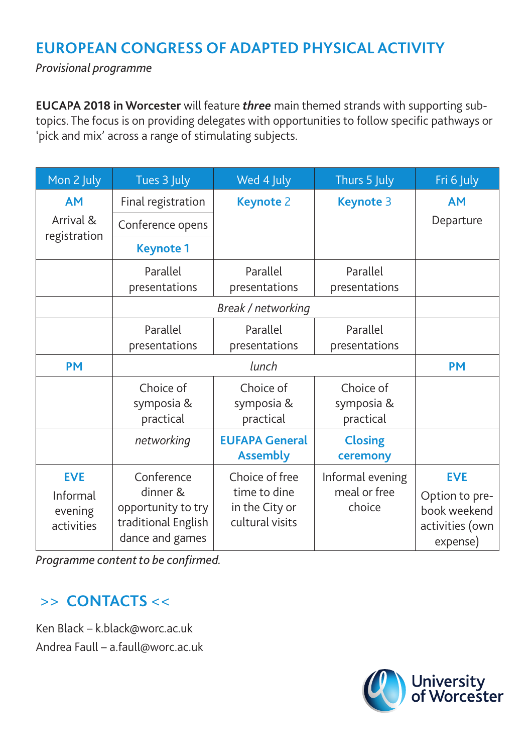# EUROPEAN CONGRESS OF ADAPTED PHYSICAL ACTIVITY

*Provisional programme*

**EUCAPA 2018 in Worcester** will feature ***three*** main themed strands with supporting sub-topics. The focus is on providing delegates with opportunities to follow specific pathways or 'pick and mix' across a range of stimulating subjects.

| Mon 2 July | Tues 3 July | Wed 4 July | Thurs 5 July | Fri 6 July |
|---|---|---|---|---|
| **AM** Arrival & registration | Final registration<br>Conference opens<br>**Keynote 1** | **Keynote** 2 | **Keynote** 3 | **AM** Departure |
| | Parallel presentations | Parallel presentations | Parallel presentations | |
| | *Break / networking* | | | |
| | Parallel presentations | Parallel presentations | Parallel presentations | |
| **PM** | *lunch* | | | **PM** |
| | Choice of symposia & practical | Choice of symposia & practical | Choice of symposia & practical | |
| | *networking* | **EUFAPA General Assembly** | **Closing ceremony** | |
| **EVE** Informal evening activities | Conference dinner & opportunity to try traditional English dance and games | Choice of free time to dine in the City or cultural visits | Informal evening meal or free choice | **EVE** Option to pre-book weekend activities (own expense) |

*Programme content to be confirmed.*

## >> CONTACTS <<

Ken Black – k.black@worc.ac.uk
Andrea Faull – a.faull@worc.ac.uk

University of Worcester